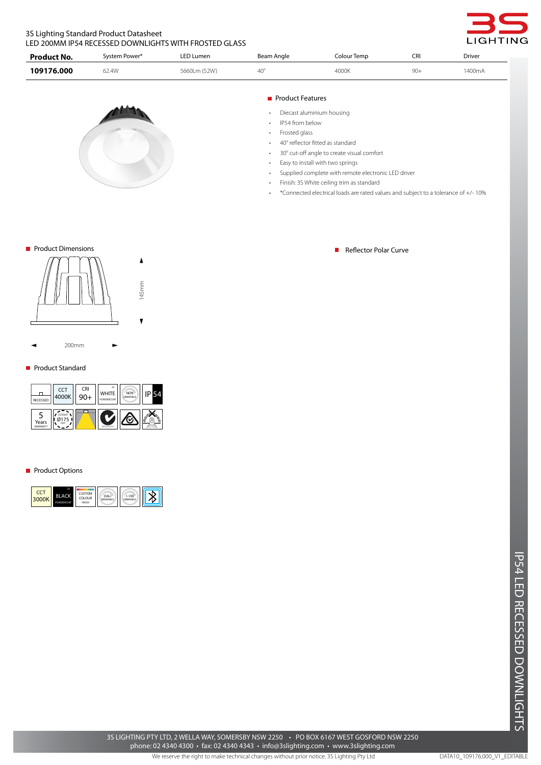3S Lighting Standard Product Datasheet

# LED 200MM IP54 RECESSED DOWNLIGHTS WITH FROSTED GLASS

| Product No. | System Power* | LED Lumen | Beam Angle | Colour Temp | CRI | Driver |
|---|---|---|---|---|---|---|
| **109176.000** | 62.4W | 5660Lm (52W) | 40° | 4000K | 90+ | 1400mA |

## Product Features

- Diecast aluminium housing
- IP54 from below
- Frosted glass
- 40° reflector fitted as standard
- 30° cut-off angle to create visual comfort
- Easy to install with two springs
- Supplied complete with remote electronic LED driver
- Finish: 3S White ceiling trim as standard
- *Connected electrical loads are rated values and subject to a tolerance of +/- 10%

## Product Dimensions

145mm

200mm

## Reflector Polar Curve

## Product Standard

RECESSED | CCT 4000K | CRI 90+ | WHITE POWDERCOAT | NON DIMMABLE | IP 54

5 Years WARRANTY | CUTOUT Ø175 mm

## Product Options

CCT 3000K | BLACK POWDERCOAT | CUSTOM COLOUR FINISH | DALI DIMMABLE | 1-10V DIMMABLE

IP54 LED RECESSED DOWNLIGHTS

3S LIGHTING PTY LTD, 2 WELLA WAY, SOMERSBY NSW 2250 • PO BOX 6167 WEST GOSFORD NSW 2250
phone: 02 4340 4300 • fax: 02 4340 4343 • info@3slighting.com • www.3slighting.com

We reserve the right to make technical changes without prior notice. 3S Lighting Pty Ltd

DATA10_109176.000_V1_EDITABLE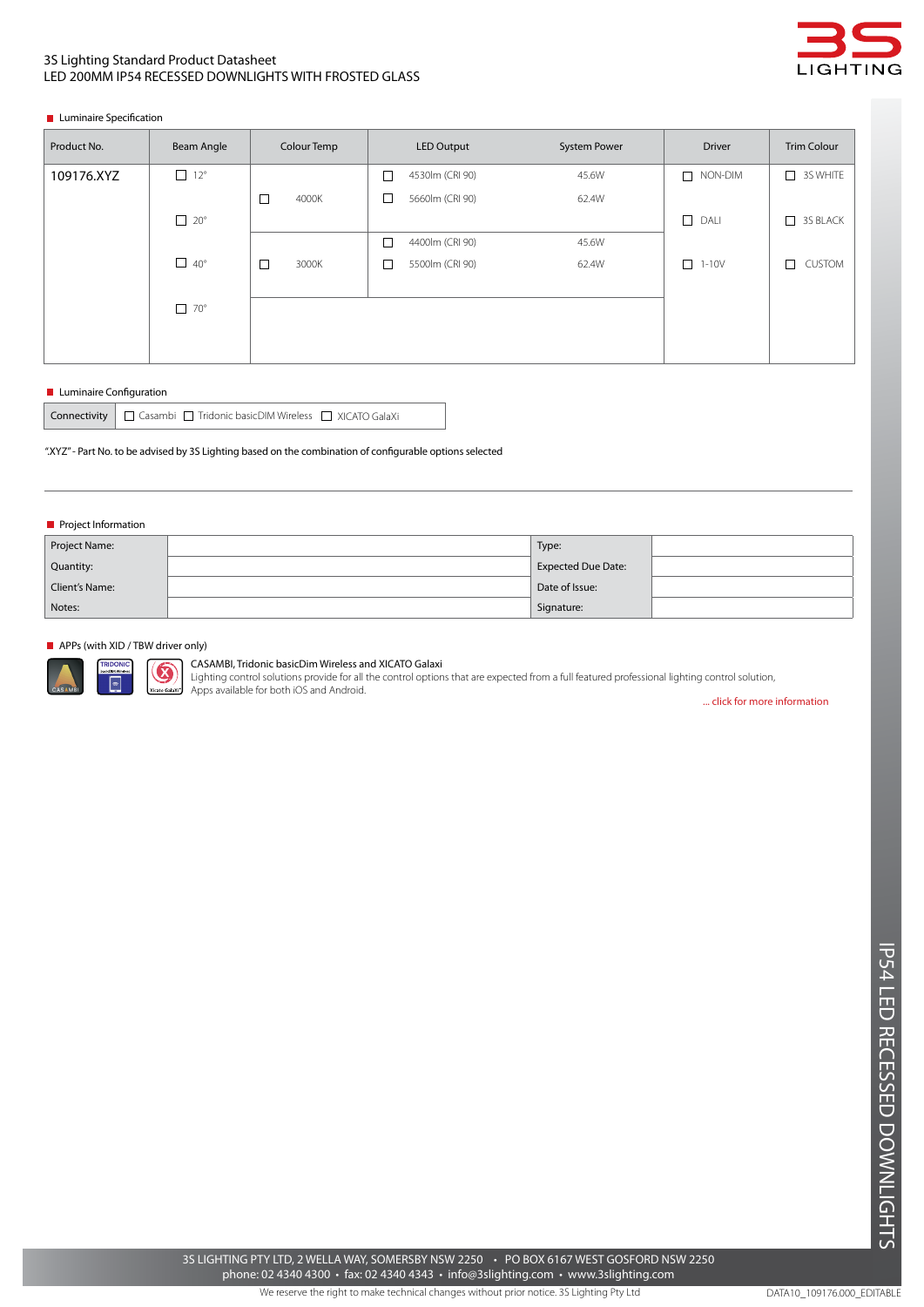3S Lighting Standard Product Datasheet
LED 200MM IP54 RECESSED DOWNLIGHTS WITH FROSTED GLASS

## Luminaire Specification

| Product No. | Beam Angle | Colour Temp | LED Output | System Power | Driver | Trim Colour |
|---|---|---|---|---|---|---|
| 109176.XYZ | ☐ 12° | ☐ 4000K | ☐ 4530lm (CRI 90) | 45.6W | ☐ NON-DIM | ☐ 3S WHITE |
| | | | ☐ 5660lm (CRI 90) | 62.4W | | |
| | ☐ 20° | | | | ☐ DALI | ☐ 3S BLACK |
| | | ☐ 3000K | ☐ 4400lm (CRI 90) | 45.6W | | |
| | ☐ 40° | | ☐ 5500lm (CRI 90) | 62.4W | ☐ 1-10V | ☐ CUSTOM |
| | ☐ 70° | | | | | |

## Luminaire Configuration

| Connectivity | ☐ Casambi ☐ Tridonic basicDIM Wireless ☐ XICATO GalaXi |
|---|---|

".XYZ" - Part No. to be advised by 3S Lighting based on the combination of configurable options selected

## Project Information

| Project Name: | | Type: | |
|---|---|---|---|
| Quantity: | | Expected Due Date: | |
| Client's Name: | | Date of Issue: | |
| Notes: | | Signature: | |

## APPs (with XID / TBW driver only)

CASAMBI, Tridonic basicDim Wireless and XICATO Galaxi
Lighting control solutions provide for all the control options that are expected from a full featured professional lighting control solution,
Apps available for both iOS and Android.

... click for more information

IP54 LED RECESSED DOWNLIGHTS

3S LIGHTING PTY LTD, 2 WELLA WAY, SOMERSBY NSW 2250 • PO BOX 6167 WEST GOSFORD NSW 2250
phone: 02 4340 4300 • fax: 02 4340 4343 • info@3slighting.com • www.3slighting.com

We reserve the right to make technical changes without prior notice. 3S Lighting Pty Ltd

DATA10_109176.000_EDITABLE